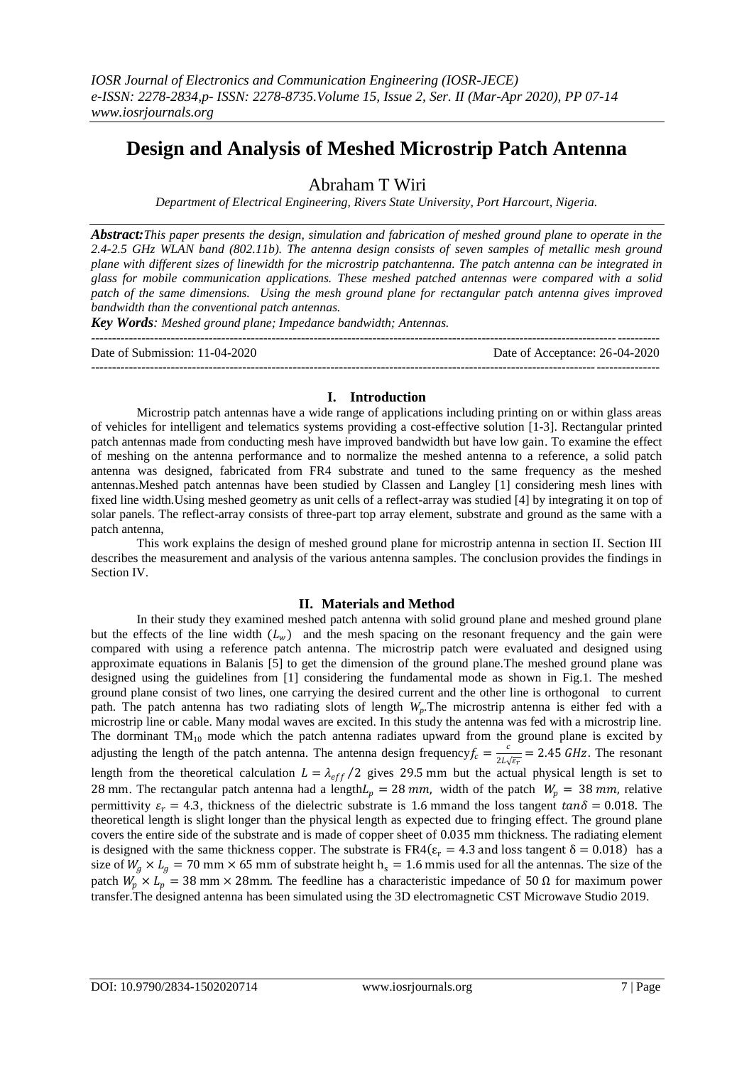# Design and Analysis of Meshed Microstrip Patch Antenna

Abraham T Wiri

*Department of Electrical Engineering, Rivers State University, Port Harcourt, Nigeria.*

***Abstract:*** *This paper presents the design, simulation and fabrication of meshed ground plane to operate in the 2.4-2.5 GHz WLAN band (802.11b). The antenna design consists of seven samples of metallic mesh ground plane with different sizes of linewidth for the microstrip patchantenna. The patch antenna can be integrated in glass for mobile communication applications. These meshed patched antennas were compared with a solid patch of the same dimensions. Using the mesh ground plane for rectangular patch antenna gives improved bandwidth than the conventional patch antennas.*

***Key Words****: Meshed ground plane; Impedance bandwidth; Antennas.*

---

Date of Submission: 11-04-2020 Date of Acceptance: 26-04-2020

---

## I. Introduction

Microstrip patch antennas have a wide range of applications including printing on or within glass areas of vehicles for intelligent and telematics systems providing a cost-effective solution [1-3]. Rectangular printed patch antennas made from conducting mesh have improved bandwidth but have low gain. To examine the effect of meshing on the antenna performance and to normalize the meshed antenna to a reference, a solid patch antenna was designed, fabricated from FR4 substrate and tuned to the same frequency as the meshed antennas.Meshed patch antennas have been studied by Classen and Langley [1] considering mesh lines with fixed line width.Using meshed geometry as unit cells of a reflect-array was studied [4] by integrating it on top of solar panels. The reflect-array consists of three-part top array element, substrate and ground as the same with a patch antenna,

This work explains the design of meshed ground plane for microstrip antenna in section II. Section III describes the measurement and analysis of the various antenna samples. The conclusion provides the findings in Section IV.

## II. Materials and Method

In their study they examined meshed patch antenna with solid ground plane and meshed ground plane but the effects of the line width ($L_w$) and the mesh spacing on the resonant frequency and the gain were compared with using a reference patch antenna. The microstrip patch were evaluated and designed using approximate equations in Balanis [5] to get the dimension of the ground plane.The meshed ground plane was designed using the guidelines from [1] considering the fundamental mode as shown in Fig.1. The meshed ground plane consist of two lines, one carrying the desired current and the other line is orthogonal to current path. The patch antenna has two radiating slots of length $W_p$.The microstrip antenna is either fed with a microstrip line or cable. Many modal waves are excited. In this study the antenna was fed with a microstrip line. The dorminant $TM_{10}$ mode which the patch antenna radiates upward from the ground plane is excited by adjusting the length of the patch antenna. The antenna design frequency $f_c = \frac{c}{2L\sqrt{\varepsilon_r}} = 2.45\ GHz$. The resonant length from the theoretical calculation $L = \lambda_{eff}/2$ gives 29.5 mm but the actual physical length is set to 28 mm. The rectangular patch antenna had a length $L_p = 28\ mm$, width of the patch $W_p = 38\ mm$, relative permittivity $\varepsilon_r = 4.3$, thickness of the dielectric substrate is 1.6 mmand the loss tangent $tan\delta = 0.018$. The theoretical length is slight longer than the physical length as expected due to fringing effect. The ground plane covers the entire side of the substrate and is made of copper sheet of 0.035 mm thickness. The radiating element is designed with the same thickness copper. The substrate is FR4($\varepsilon_r = 4.3$ and loss tangent $\delta = 0.018$) has a size of $W_g \times L_g = 70$ mm $\times$ 65 mm of substrate height $h_s = 1.6$ mmis used for all the antennas. The size of the patch $W_p \times L_p = 38$ mm $\times$ 28mm. The feedline has a characteristic impedance of 50 Ω for maximum power transfer.The designed antenna has been simulated using the 3D electromagnetic CST Microwave Studio 2019.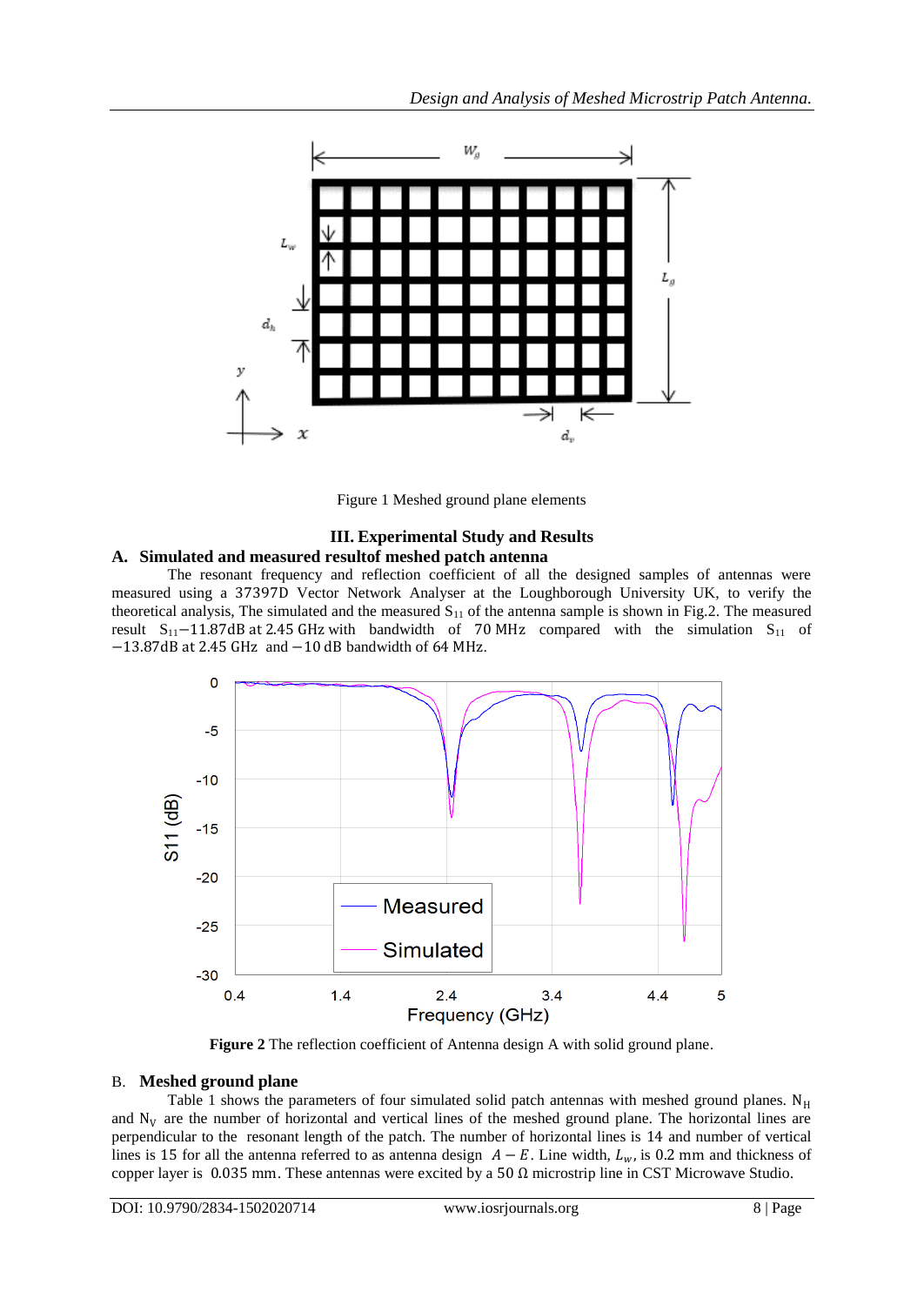Figure 1 Meshed ground plane elements

## III. Experimental Study and Results

### A. Simulated and measured resultof meshed patch antenna

The resonant frequency and reflection coefficient of all the designed samples of antennas were measured using a 37397D Vector Network Analyser at the Loughborough University UK, to verify the theoretical analysis, The simulated and the measured $S_{11}$ of the antenna sample is shown in Fig.2. The measured result $S_{11}$ −11.87dB at 2.45 GHz with bandwidth of 70 MHz compared with the simulation $S_{11}$ of −13.87dB at 2.45 GHz and −10 dB bandwidth of 64 MHz.

**Figure 2** The reflection coefficient of Antenna design A with solid ground plane.

### B. Meshed ground plane

Table 1 shows the parameters of four simulated solid patch antennas with meshed ground planes. $N_H$ and $N_V$ are the number of horizontal and vertical lines of the meshed ground plane. The horizontal lines are perpendicular to the resonant length of the patch. The number of horizontal lines is 14 and number of vertical lines is 15 for all the antenna referred to as antenna design $A - E$. Line width, $L_w$, is 0.2 mm and thickness of copper layer is 0.035 mm. These antennas were excited by a 50 Ω microstrip line in CST Microwave Studio.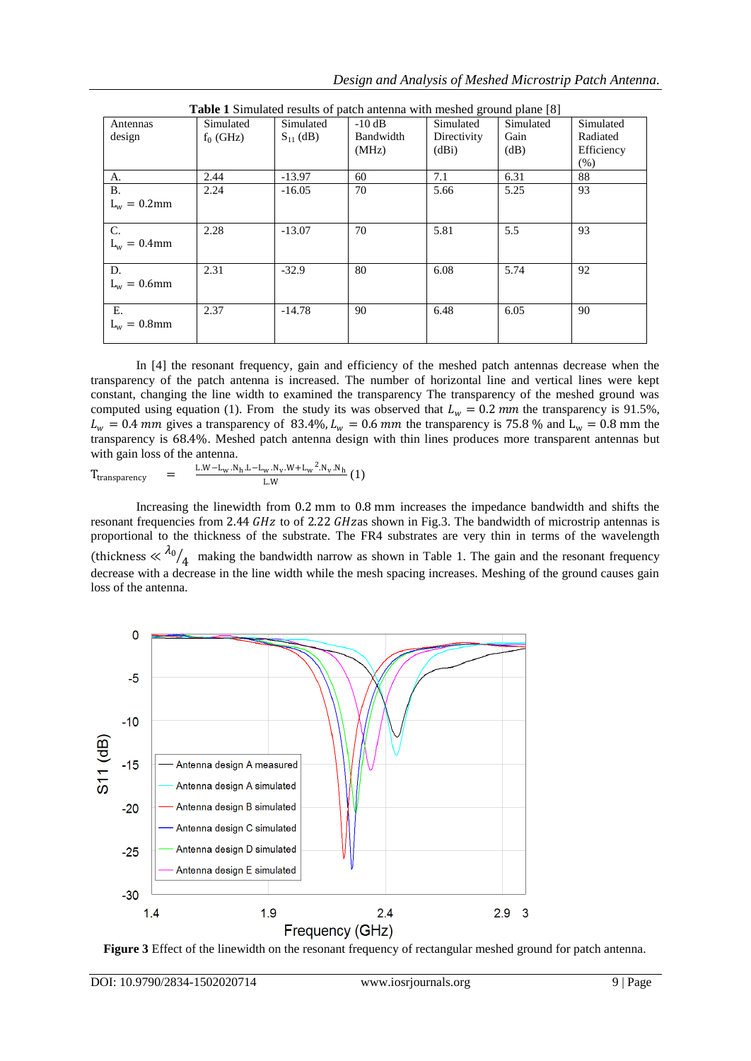**Table 1** Simulated results of patch antenna with meshed ground plane [8]

| Antennas design | Simulated $f_0$ (GHz) | Simulated $S_{11}$ (dB) | -10 dB Bandwidth (MHz) | Simulated Directivity (dBi) | Simulated Gain (dB) | Simulated Radiated Efficiency (%) |
|---|---|---|---|---|---|---|
| A. | 2.44 | -13.97 | 60 | 7.1 | 6.31 | 88 |
| B. $L_w = 0.2$mm | 2.24 | -16.05 | 70 | 5.66 | 5.25 | 93 |
| C. $L_w = 0.4$mm | 2.28 | -13.07 | 70 | 5.81 | 5.5 | 93 |
| D. $L_w = 0.6$mm | 2.31 | -32.9 | 80 | 6.08 | 5.74 | 92 |
| E. $L_w = 0.8$mm | 2.37 | -14.78 | 90 | 6.48 | 6.05 | 90 |

In [4] the resonant frequency, gain and efficiency of the meshed patch antennas decrease when the transparency of the patch antenna is increased. The number of horizontal line and vertical lines were kept constant, changing the line width to examined the transparency The transparency of the meshed ground was computed using equation (1). From the study its was observed that $L_w = 0.2\ mm$ the transparency is 91.5%, $L_w = 0.4\ mm$ gives a transparency of 83.4%, $L_w = 0.6\ mm$ the transparency is 75.8 % and $L_w = 0.8$ mm the transparency is 68.4%. Meshed patch antenna design with thin lines produces more transparent antennas but with gain loss of the antenna.

$$T_{transparency} = \frac{L.W - L_w.N_h.L - L_w.N_v.W + L_w^2.N_v.N_h}{L.W} \quad (1)$$

Increasing the linewidth from 0.2 mm to 0.8 mm increases the impedance bandwidth and shifts the resonant frequencies from 2.44 $GHz$ to of 2.22 $GHz$as shown in Fig.3. The bandwidth of microstrip antennas is proportional to the thickness of the substrate. The FR4 substrates are very thin in terms of the wavelength (thickness $\ll \lambda_0/_4$ making the bandwidth narrow as shown in Table 1. The gain and the resonant frequency decrease with a decrease in the line width while the mesh spacing increases. Meshing of the ground causes gain loss of the antenna.

**Figure 3** Effect of the linewidth on the resonant frequency of rectangular meshed ground for patch antenna.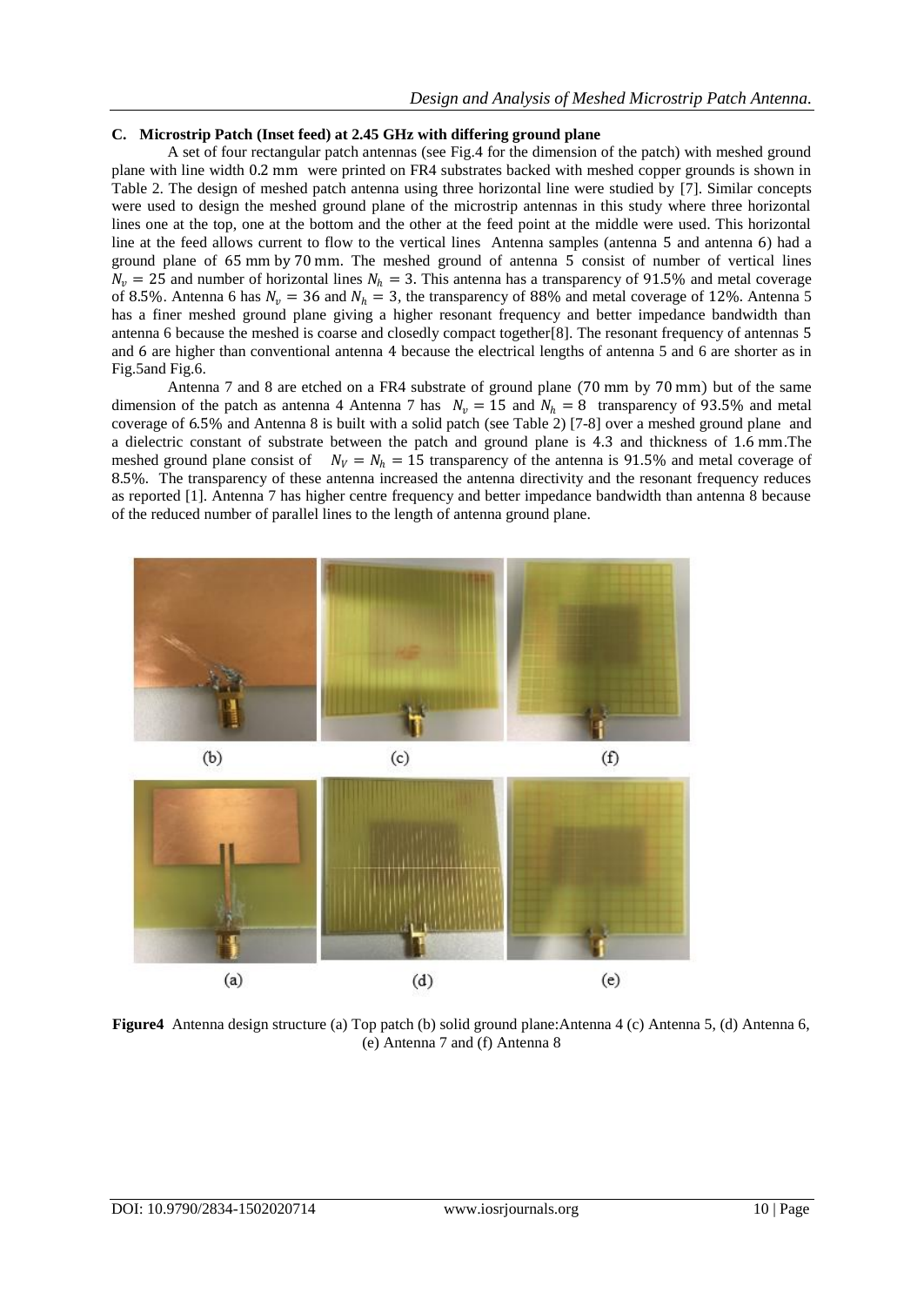### C. Microstrip Patch (Inset feed) at 2.45 GHz with differing ground plane

A set of four rectangular patch antennas (see Fig.4 for the dimension of the patch) with meshed ground plane with line width 0.2 mm were printed on FR4 substrates backed with meshed copper grounds is shown in Table 2. The design of meshed patch antenna using three horizontal line were studied by [7]. Similar concepts were used to design the meshed ground plane of the microstrip antennas in this study where three horizontal lines one at the top, one at the bottom and the other at the feed point at the middle were used. This horizontal line at the feed allows current to flow to the vertical lines Antenna samples (antenna 5 and antenna 6) had a ground plane of 65 mm by 70 mm. The meshed ground of antenna 5 consist of number of vertical lines $N_v = 25$ and number of horizontal lines $N_h = 3$. This antenna has a transparency of 91.5% and metal coverage of 8.5%. Antenna 6 has $N_v = 36$ and $N_h = 3$, the transparency of 88% and metal coverage of 12%. Antenna 5 has a finer meshed ground plane giving a higher resonant frequency and better impedance bandwidth than antenna 6 because the meshed is coarse and closedly compact together[8]. The resonant frequency of antennas 5 and 6 are higher than conventional antenna 4 because the electrical lengths of antenna 5 and 6 are shorter as in Fig.5and Fig.6.

Antenna 7 and 8 are etched on a FR4 substrate of ground plane (70 mm by 70 mm) but of the same dimension of the patch as antenna 4 Antenna 7 has $N_v = 15$ and $N_h = 8$ transparency of 93.5% and metal coverage of 6.5% and Antenna 8 is built with a solid patch (see Table 2) [7-8] over a meshed ground plane and a dielectric constant of substrate between the patch and ground plane is 4.3 and thickness of 1.6 mm.The meshed ground plane consist of $N_V = N_h = 15$ transparency of the antenna is 91.5% and metal coverage of 8.5%. The transparency of these antenna increased the antenna directivity and the resonant frequency reduces as reported [1]. Antenna 7 has higher centre frequency and better impedance bandwidth than antenna 8 because of the reduced number of parallel lines to the length of antenna ground plane.

**Figure4** Antenna design structure (a) Top patch (b) solid ground plane:Antenna 4 (c) Antenna 5, (d) Antenna 6, (e) Antenna 7 and (f) Antenna 8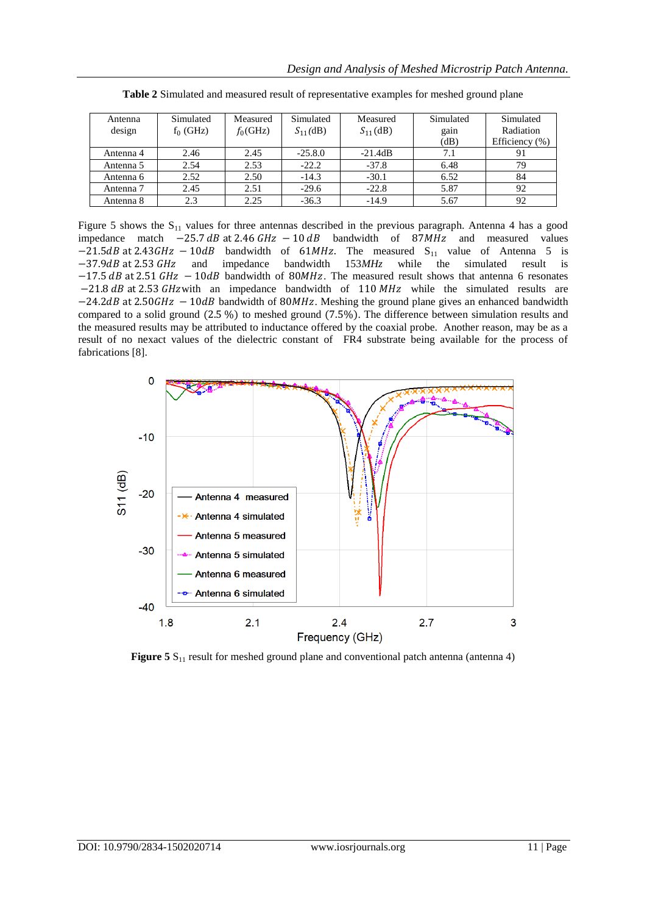**Table 2** Simulated and measured result of representative examples for meshed ground plane

| Antenna design | Simulated $f_0$ (GHz) | Measured $f_0$(GHz) | Simulated $S_{11}$(dB) | Measured $S_{11}$(dB) | Simulated gain (dB) | Simulated Radiation Efficiency (%) |
|---|---|---|---|---|---|---|
| Antenna 4 | 2.46 | 2.45 | -25.8.0 | -21.4dB | 7.1 | 91 |
| Antenna 5 | 2.54 | 2.53 | -22.2 | -37.8 | 6.48 | 79 |
| Antenna 6 | 2.52 | 2.50 | -14.3 | -30.1 | 6.52 | 84 |
| Antenna 7 | 2.45 | 2.51 | -29.6 | -22.8 | 5.87 | 92 |
| Antenna 8 | 2.3 | 2.25 | -36.3 | -14.9 | 5.67 | 92 |

Figure 5 shows the $S_{11}$ values for three antennas described in the previous paragraph. Antenna 4 has a good impedance match $-25.7\,dB$ at 2.46 $GHz$ $-10\,dB$ bandwidth of $87MHz$ and measured values $-21.5dB$ at $2.43GHz$ $-10dB$ bandwidth of $61MHz$. The measured $S_{11}$ value of Antenna 5 is $-37.9dB$ at 2.53 $GHz$ and impedance bandwidth $153MHz$ while the simulated result is $-17.5\,dB$ at 2.51 $GHz$ $-10dB$ bandwidth of $80MHz$. The measured result shows that antenna 6 resonates $-21.8\,dB$ at 2.53 $GHz$with an impedance bandwidth of 110 $MHz$ while the simulated results are $-24.2dB$ at $2.50GHz$ $-10dB$ bandwidth of $80MHz$. Meshing the ground plane gives an enhanced bandwidth compared to a solid ground (2.5 %) to meshed ground (7.5%). The difference between simulation results and the measured results may be attributed to inductance offered by the coaxial probe. Another reason, may be as a result of no nexact values of the dielectric constant of FR4 substrate being available for the process of fabrications [8].

**Figure 5** $S_{11}$ result for meshed ground plane and conventional patch antenna (antenna 4)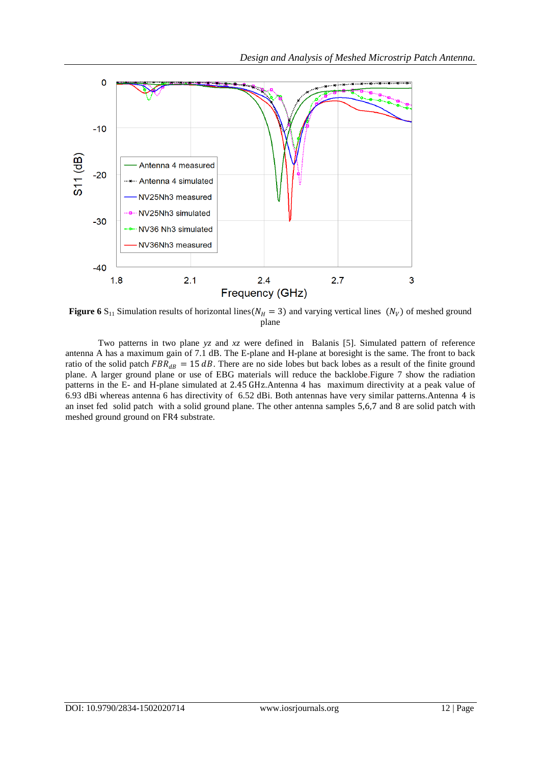**Figure 6** $S_{11}$ Simulation results of horizontal lines($N_H = 3$) and varying vertical lines ($N_V$) of meshed ground plane

Two patterns in two plane *yz* and *xz* were defined in Balanis [5]. Simulated pattern of reference antenna A has a maximum gain of 7.1 dB. The E-plane and H-plane at boresight is the same. The front to back ratio of the solid patch $FBR_{dB} = 15\,dB$. There are no side lobes but back lobes as a result of the finite ground plane. A larger ground plane or use of EBG materials will reduce the backlobe.Figure 7 show the radiation patterns in the E- and H-plane simulated at 2.45 GHz.Antenna 4 has maximum directivity at a peak value of 6.93 dBi whereas antenna 6 has directivity of 6.52 dBi. Both antennas have very similar patterns.Antenna 4 is an inset fed solid patch with a solid ground plane. The other antenna samples 5,6,7 and 8 are solid patch with meshed ground ground on FR4 substrate.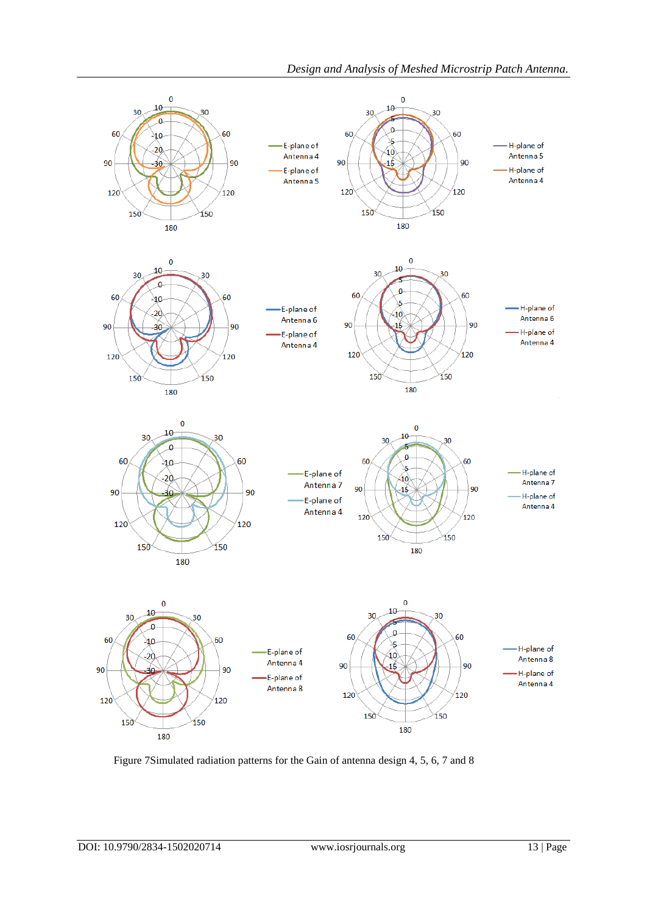Figure 7Simulated radiation patterns for the Gain of antenna design 4, 5, 6, 7 and 8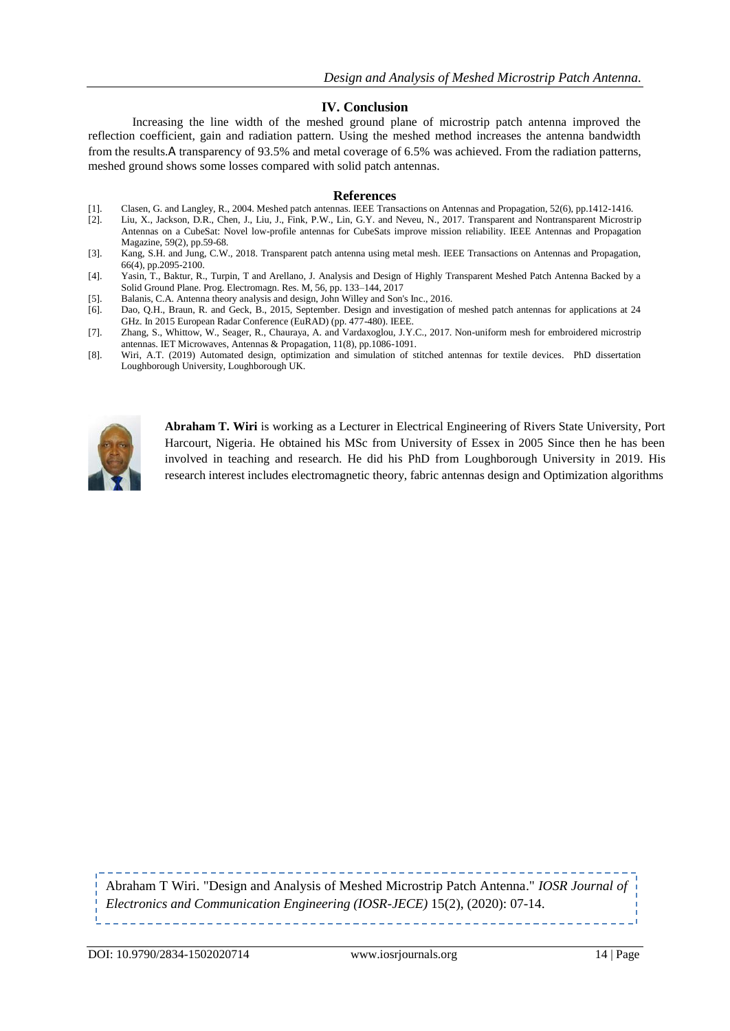## IV. Conclusion

Increasing the line width of the meshed ground plane of microstrip patch antenna improved the reflection coefficient, gain and radiation pattern. Using the meshed method increases the antenna bandwidth from the results.A transparency of 93.5% and metal coverage of 6.5% was achieved. From the radiation patterns, meshed ground shows some losses compared with solid patch antennas.

## References

[1]. Clasen, G. and Langley, R., 2004. Meshed patch antennas. IEEE Transactions on Antennas and Propagation, 52(6), pp.1412-1416.

[2]. Liu, X., Jackson, D.R., Chen, J., Liu, J., Fink, P.W., Lin, G.Y. and Neveu, N., 2017. Transparent and Nontransparent Microstrip Antennas on a CubeSat: Novel low-profile antennas for CubeSats improve mission reliability. IEEE Antennas and Propagation Magazine, 59(2), pp.59-68.

[3]. Kang, S.H. and Jung, C.W., 2018. Transparent patch antenna using metal mesh. IEEE Transactions on Antennas and Propagation, 66(4), pp.2095-2100.

[4]. Yasin, T., Baktur, R., Turpin, T and Arellano, J. Analysis and Design of Highly Transparent Meshed Patch Antenna Backed by a Solid Ground Plane. Prog. Electromagn. Res. M, 56, pp. 133–144, 2017

[5]. Balanis, C.A. Antenna theory analysis and design, John Willey and Son's Inc., 2016.

[6]. Dao, Q.H., Braun, R. and Geck, B., 2015, September. Design and investigation of meshed patch antennas for applications at 24 GHz. In 2015 European Radar Conference (EuRAD) (pp. 477-480). IEEE.

[7]. Zhang, S., Whittow, W., Seager, R., Chauraya, A. and Vardaxoglou, J.Y.C., 2017. Non-uniform mesh for embroidered microstrip antennas. IET Microwaves, Antennas & Propagation, 11(8), pp.1086-1091.

[8]. Wiri, A.T. (2019) Automated design, optimization and simulation of stitched antennas for textile devices. PhD dissertation Loughborough University, Loughborough UK.

**Abraham T. Wiri** is working as a Lecturer in Electrical Engineering of Rivers State University, Port Harcourt, Nigeria. He obtained his MSc from University of Essex in 2005 Since then he has been involved in teaching and research. He did his PhD from Loughborough University in 2019. His research interest includes electromagnetic theory, fabric antennas design and Optimization algorithms

Abraham T Wiri. "Design and Analysis of Meshed Microstrip Patch Antenna." *IOSR Journal of Electronics and Communication Engineering (IOSR-JECE)* 15(2), (2020): 07-14.